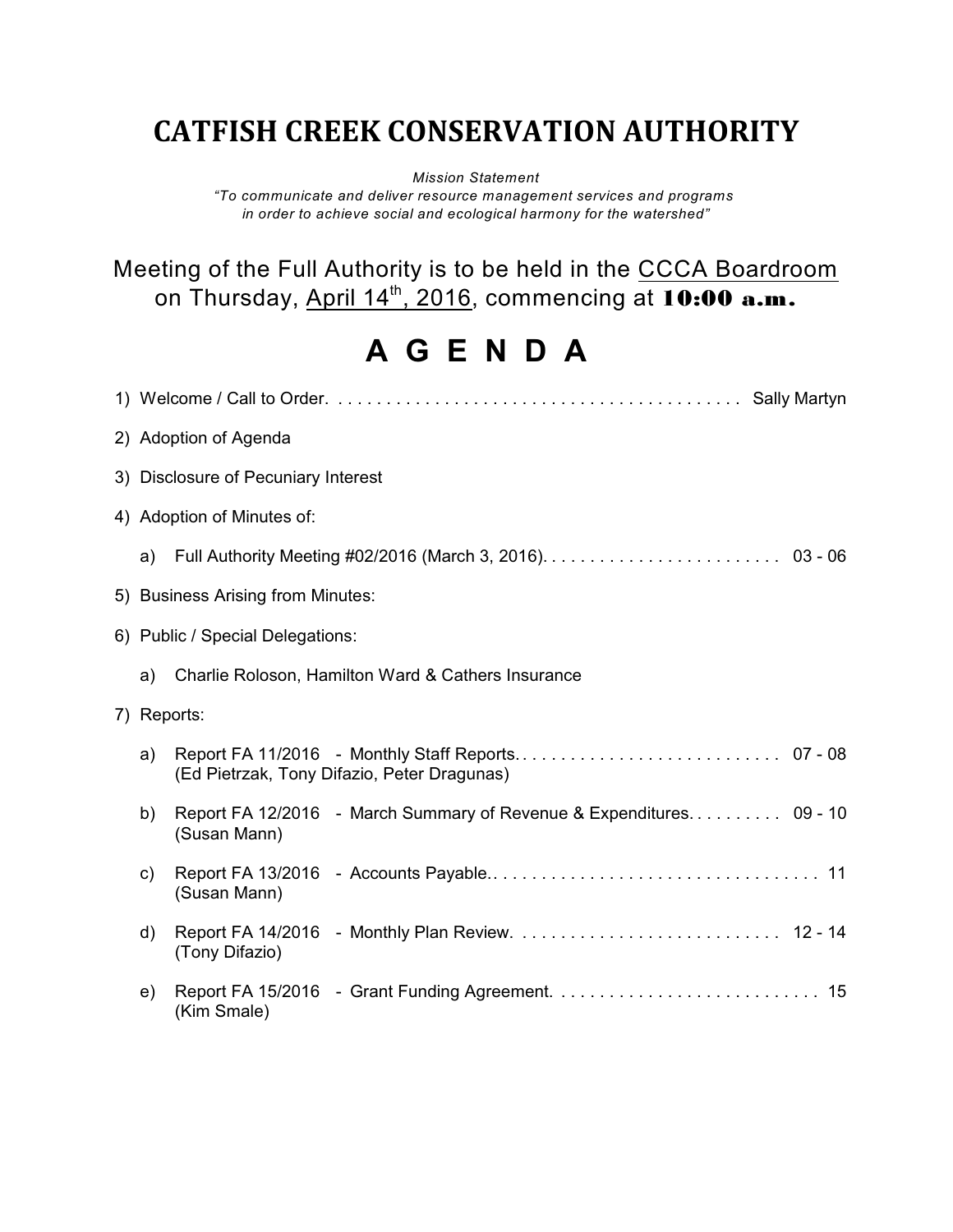# CATFISH CREEK CONSERVATION AUTHORITY

*Mission Statement*
*"To communicate and deliver resource management services and programs in order to achieve social and ecological harmony for the watershed"*

Meeting of the Full Authority is to be held in the CCCA Boardroom on Thursday, April 14th, 2016, commencing at **10:00 a.m.**

# A G E N D A

1) Welcome / Call to Order. . . . . . . . . . . . . . . . . . . . . . . . . . . . . . . . . . . . . . . . . . . Sally Martyn

2) Adoption of Agenda

3) Disclosure of Pecuniary Interest

4) Adoption of Minutes of:

   a) Full Authority Meeting #02/2016 (March 3, 2016). . . . . . . . . . . . . . . . . . . . . . . . . 03 - 06

5) Business Arising from Minutes:

6) Public / Special Delegations:

   a) Charlie Roloson, Hamilton Ward & Cathers Insurance

7) Reports:

   a) Report FA 11/2016 - Monthly Staff Reports. . . . . . . . . . . . . . . . . . . . . . . . . . . . 07 - 08
   (Ed Pietrzak, Tony Difazio, Peter Dragunas)

   b) Report FA 12/2016 - March Summary of Revenue & Expenditures. . . . . . . . . . 09 - 10
   (Susan Mann)

   c) Report FA 13/2016 - Accounts Payable.. . . . . . . . . . . . . . . . . . . . . . . . . . . . . . . . . . 11
   (Susan Mann)

   d) Report FA 14/2016 - Monthly Plan Review. . . . . . . . . . . . . . . . . . . . . . . . . . . 12 - 14
   (Tony Difazio)

   e) Report FA 15/2016 - Grant Funding Agreement. . . . . . . . . . . . . . . . . . . . . . . . . . . 15
   (Kim Smale)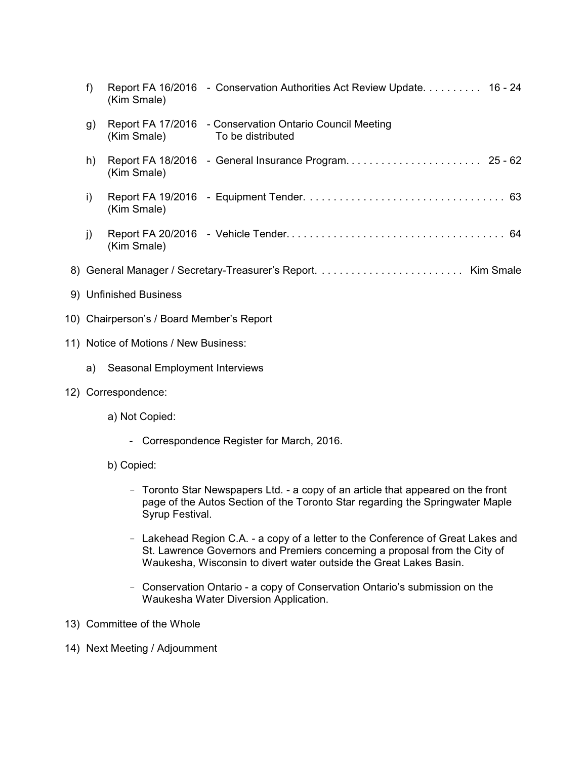f) Report FA 16/2016 - Conservation Authorities Act Review Update. . . . . . . . . . 16 - 24
(Kim Smale)

g) Report FA 17/2016 - Conservation Ontario Council Meeting
(Kim Smale) To be distributed

h) Report FA 18/2016 - General Insurance Program. . . . . . . . . . . . . . . . . . . . . . . . 25 - 62
(Kim Smale)

i) Report FA 19/2016 - Equipment Tender. . . . . . . . . . . . . . . . . . . . . . . . . . . . . . . . . . 63
(Kim Smale)

j) Report FA 20/2016 - Vehicle Tender. . . . . . . . . . . . . . . . . . . . . . . . . . . . . . . . . . . . . 64
(Kim Smale)

8) General Manager / Secretary-Treasurer's Report. . . . . . . . . . . . . . . . . . . . . . . . . Kim Smale

9) Unfinished Business

10) Chairperson's / Board Member's Report

11) Notice of Motions / New Business:

a) Seasonal Employment Interviews

12) Correspondence:

a) Not Copied:

- Correspondence Register for March, 2016.

b) Copied:

- Toronto Star Newspapers Ltd. - a copy of an article that appeared on the front page of the Autos Section of the Toronto Star regarding the Springwater Maple Syrup Festival.

- Lakehead Region C.A. - a copy of a letter to the Conference of Great Lakes and St. Lawrence Governors and Premiers concerning a proposal from the City of Waukesha, Wisconsin to divert water outside the Great Lakes Basin.

- Conservation Ontario - a copy of Conservation Ontario's submission on the Waukesha Water Diversion Application.

13) Committee of the Whole

14) Next Meeting / Adjournment